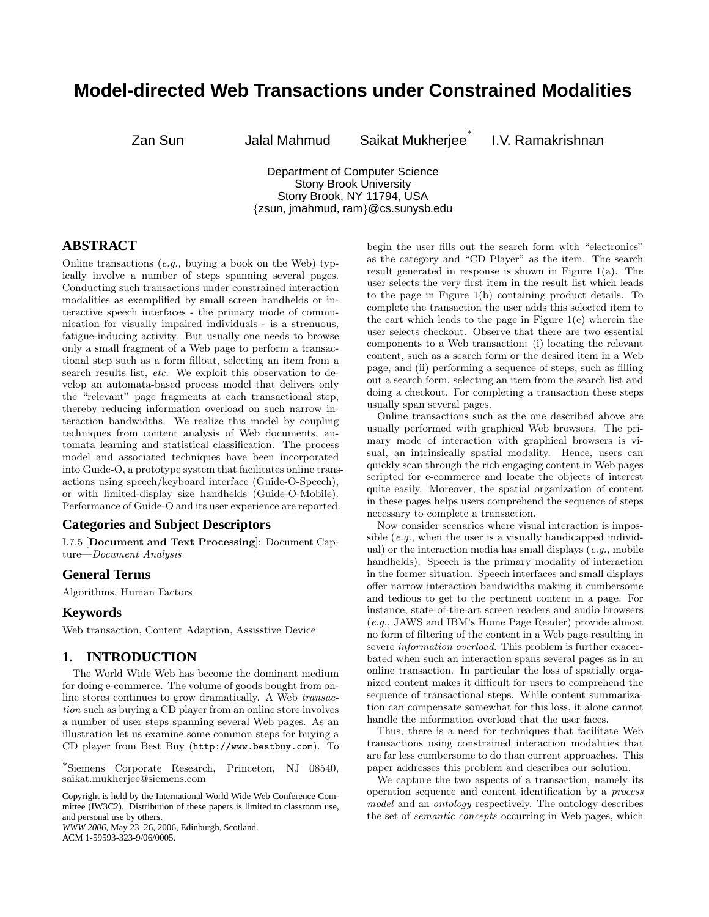# Model-directed Web Transactions under Constrained Modalities

Zan Sun    Jalal Mahmud    Saikat Mukherjee[*]    I.V. Ramakrishnan

Department of Computer Science
Stony Brook University
Stony Brook, NY 11794, USA
{zsun, jmahmud, ram}@cs.sunysb.edu

## ABSTRACT

Online transactions (*e.g.,* buying a book on the Web) typically involve a number of steps spanning several pages. Conducting such transactions under constrained interaction modalities as exemplified by small screen handhelds or interactive speech interfaces - the primary mode of communication for visually impaired individuals - is a strenuous, fatigue-inducing activity. But usually one needs to browse only a small fragment of a Web page to perform a transactional step such as a form fillout, selecting an item from a search results list, *etc.* We exploit this observation to develop an automata-based process model that delivers only the "relevant" page fragments at each transactional step, thereby reducing information overload on such narrow interaction bandwidths. We realize this model by coupling techniques from content analysis of Web documents, automata learning and statistical classification. The process model and associated techniques have been incorporated into Guide-O, a prototype system that facilitates online transactions using speech/keyboard interface (Guide-O-Speech), or with limited-display size handhelds (Guide-O-Mobile). Performance of Guide-O and its user experience are reported.

### Categories and Subject Descriptors

I.7.5 [**Document and Text Processing**]: Document Capture—*Document Analysis*

### General Terms

Algorithms, Human Factors

### Keywords

Web transaction, Content Adaption, Assisstive Device

## 1. INTRODUCTION

The World Wide Web has become the dominant medium for doing e-commerce. The volume of goods bought from online stores continues to grow dramatically. A Web *transaction* such as buying a CD player from an online store involves a number of user steps spanning several Web pages. As an illustration let us examine some common steps for buying a CD player from Best Buy (`http://www.bestbuy.com`). To begin the user fills out the search form with "electronics" as the category and "CD Player" as the item. The search result generated in response is shown in Figure 1(a). The user selects the very first item in the result list which leads to the page in Figure 1(b) containing product details. To complete the transaction the user adds this selected item to the cart which leads to the page in Figure 1(c) wherein the user selects checkout. Observe that there are two essential components to a Web transaction: (i) locating the relevant content, such as a search form or the desired item in a Web page, and (ii) performing a sequence of steps, such as filling out a search form, selecting an item from the search list and doing a checkout. For completing a transaction these steps usually span several pages.

Online transactions such as the one described above are usually performed with graphical Web browsers. The primary mode of interaction with graphical browsers is visual, an intrinsically spatial modality. Hence, users can quickly scan through the rich engaging content in Web pages scripted for e-commerce and locate the objects of interest quite easily. Moreover, the spatial organization of content in these pages helps users comprehend the sequence of steps necessary to complete a transaction.

Now consider scenarios where visual interaction is impossible (*e.g.,* when the user is a visually handicapped individual) or the interaction media has small displays (*e.g.,* mobile handhelds). Speech is the primary modality of interaction in the former situation. Speech interfaces and small displays offer narrow interaction bandwidths making it cumbersome and tedious to get to the pertinent content in a page. For instance, state-of-the-art screen readers and audio browsers (*e.g.,* JAWS and IBM's Home Page Reader) provide almost no form of filtering of the content in a Web page resulting in severe *information overload*. This problem is further exacerbated when such an interaction spans several pages as in an online transaction. In particular the loss of spatially organized content makes it difficult for users to comprehend the sequence of transactional steps. While content summarization can compensate somewhat for this loss, it alone cannot handle the information overload that the user faces.

Thus, there is a need for techniques that facilitate Web transactions using constrained interaction modalities that are far less cumbersome to do than current approaches. This paper addresses this problem and describes our solution.

We capture the two aspects of a transaction, namely its operation sequence and content identification by a *process model* and an *ontology* respectively. The ontology describes the set of *semantic concepts* occurring in Web pages, which

---

[*]Siemens Corporate Research, Princeton, NJ 08540, saikat.mukherjee@siemens.com

Copyright is held by the International World Wide Web Conference Committee (IW3C2). Distribution of these papers is limited to classroom use, and personal use by others.
*WWW 2006*, May 23–26, 2006, Edinburgh, Scotland.
ACM 1-59593-323-9/06/0005.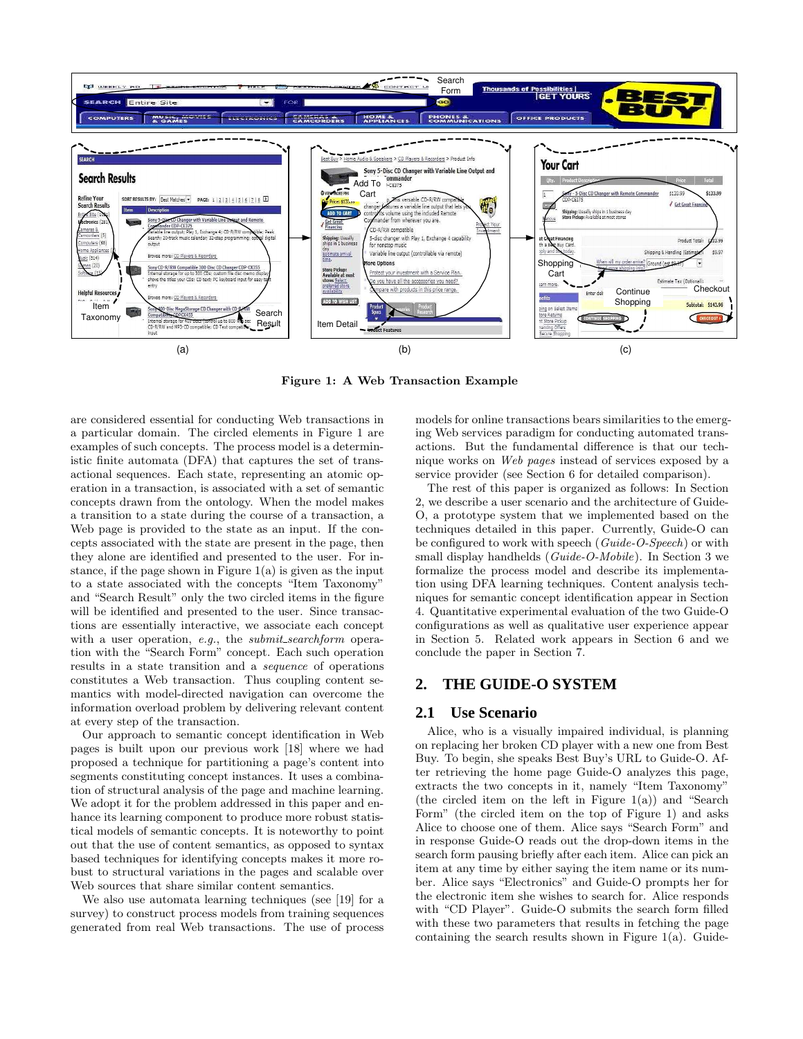Figure 1: A Web Transaction Example

are considered essential for conducting Web transactions in a particular domain. The circled elements in Figure 1 are examples of such concepts. The process model is a deterministic finite automata (DFA) that captures the set of transactional sequences. Each state, representing an atomic operation in a transaction, is associated with a set of semantic concepts drawn from the ontology. When the model makes a transition to a state during the course of a transaction, a Web page is provided to the state as an input. If the concepts associated with the state are present in the page, then they alone are identified and presented to the user. For instance, if the page shown in Figure 1(a) is given as the input to a state associated with the concepts "Item Taxonomy" and "Search Result" only the two circled items in the figure will be identified and presented to the user. Since transactions are essentially interactive, we associate each concept with a user operation, *e.g.*, the *submit_searchform* operation with the "Search Form" concept. Each such operation results in a state transition and a *sequence* of operations constitutes a Web transaction. Thus coupling content semantics with model-directed navigation can overcome the information overload problem by delivering relevant content at every step of the transaction.

Our approach to semantic concept identification in Web pages is built upon our previous work [18] where we had proposed a technique for partitioning a page's content into segments constituting concept instances. It uses a combination of structural analysis of the page and machine learning. We adopt it for the problem addressed in this paper and enhance its learning component to produce more robust statistical models of semantic concepts. It is noteworthy to point out that the use of content semantics, as opposed to syntax based techniques for identifying concepts makes it more robust to structural variations in the pages and scalable over Web sources that share similar content semantics.

We also use automata learning techniques (see [19] for a survey) to construct process models from training sequences generated from real Web transactions. The use of process models for online transactions bears similarities to the emerging Web services paradigm for conducting automated transactions. But the fundamental difference is that our technique works on *Web pages* instead of services exposed by a service provider (see Section 6 for detailed comparison).

The rest of this paper is organized as follows: In Section 2, we describe a user scenario and the architecture of Guide-O, a prototype system that we implemented based on the techniques detailed in this paper. Currently, Guide-O can be configured to work with speech (*Guide-O-Speech*) or with small display handhelds (*Guide-O-Mobile*). In Section 3 we formalize the process model and describe its implementation using DFA learning techniques. Content analysis techniques for semantic concept identification appear in Section 4. Quantitative experimental evaluation of the two Guide-O configurations as well as qualitative user experience appear in Section 5. Related work appears in Section 6 and we conclude the paper in Section 7.

## 2. THE GUIDE-O SYSTEM

### 2.1 Use Scenario

Alice, who is a visually impaired individual, is planning on replacing her broken CD player with a new one from Best Buy. To begin, she speaks Best Buy's URL to Guide-O. After retrieving the home page Guide-O analyzes this page, extracts the two concepts in it, namely "Item Taxonomy" (the circled item on the left in Figure 1(a)) and "Search Form" (the circled item on the top of Figure 1) and asks Alice to choose one of them. Alice says "Search Form" and in response Guide-O reads out the drop-down items in the search form pausing briefly after each item. Alice can pick an item at any time by either saying the item name or its number. Alice says "Electronics" and Guide-O prompts her for the electronic item she wishes to search for. Alice responds with "CD Player". Guide-O submits the search form filled with these two parameters that results in fetching the page containing the search results shown in Figure 1(a). Guide-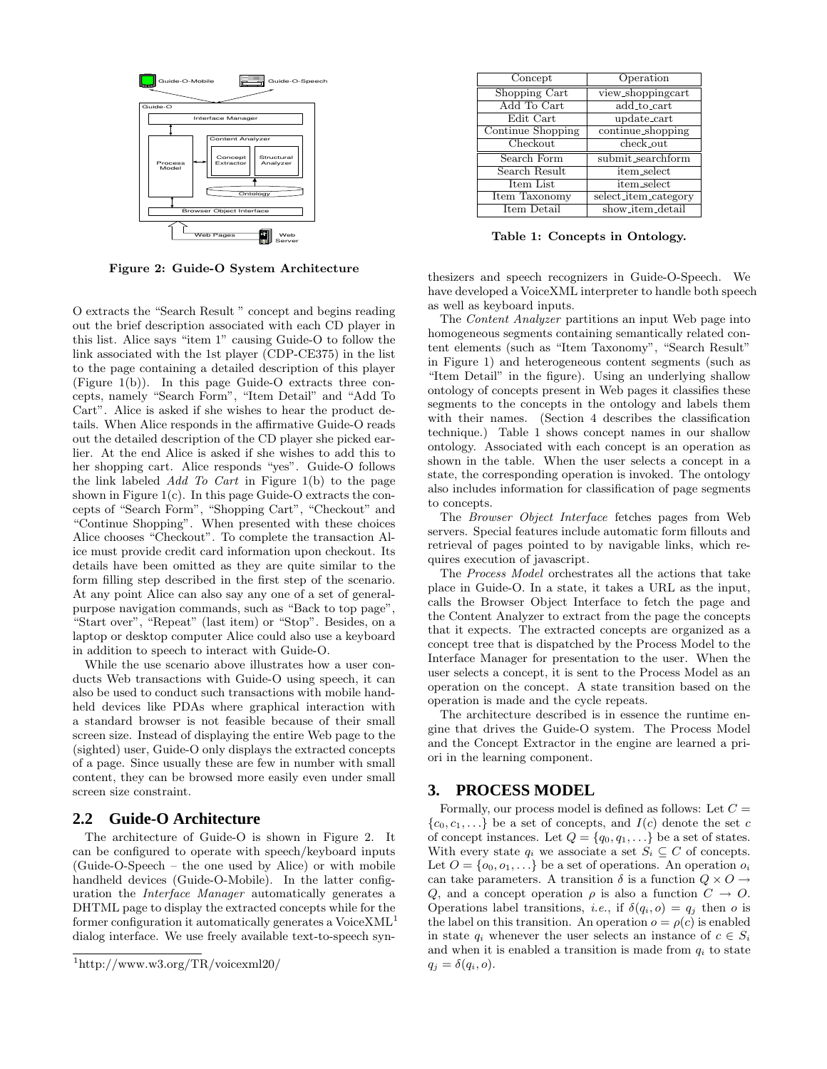Figure 2: Guide-O System Architecture

O extracts the "Search Result " concept and begins reading out the brief description associated with each CD player in this list. Alice says "item 1" causing Guide-O to follow the link associated with the 1st player (CDP-CE375) in the list to the page containing a detailed description of this player (Figure 1(b)). In this page Guide-O extracts three concepts, namely "Search Form", "Item Detail" and "Add To Cart". Alice is asked if she wishes to hear the product details. When Alice responds in the affirmative Guide-O reads out the detailed description of the CD player she picked earlier. At the end Alice is asked if she wishes to add this to her shopping cart. Alice responds "yes". Guide-O follows the link labeled *Add To Cart* in Figure 1(b) to the page shown in Figure 1(c). In this page Guide-O extracts the concepts of "Search Form", "Shopping Cart", "Checkout" and "Continue Shopping". When presented with these choices Alice chooses "Checkout". To complete the transaction Alice must provide credit card information upon checkout. Its details have been omitted as they are quite similar to the form filling step described in the first step of the scenario. At any point Alice can also say any one of a set of general-purpose navigation commands, such as "Back to top page", "Start over", "Repeat" (last item) or "Stop". Besides, on a laptop or desktop computer Alice could also use a keyboard in addition to speech to interact with Guide-O.

While the use scenario above illustrates how a user conducts Web transactions with Guide-O using speech, it can also be used to conduct such transactions with mobile handheld devices like PDAs where graphical interaction with a standard browser is not feasible because of their small screen size. Instead of displaying the entire Web page to the (sighted) user, Guide-O only displays the extracted concepts of a page. Since usually these are few in number with small content, they can be browsed more easily even under small screen size constraint.

## 2.2 Guide-O Architecture

The architecture of Guide-O is shown in Figure 2. It can be configured to operate with speech/keyboard inputs (Guide-O-Speech – the one used by Alice) or with mobile handheld devices (Guide-O-Mobile). In the latter configuration the *Interface Manager* automatically generates a DHTML page to display the extracted concepts while for the former configuration it automatically generates a VoiceXML[1] dialog interface. We use freely available text-to-speech synthesizers and speech recognizers in Guide-O-Speech. We have developed a VoiceXML interpreter to handle both speech as well as keyboard inputs.

[1] http://www.w3.org/TR/voicexml20/

| Concept | Operation |
|---|---|
| Shopping Cart | view_shoppingcart |
| Add To Cart | add_to_cart |
| Edit Cart | update_cart |
| Continue Shopping | continue_shopping |
| Checkout | check_out |
| Search Form | submit_searchform |
| Search Result | item_select |
| Item List | item_select |
| Item Taxonomy | select_item_category |
| Item Detail | show_item_detail |

Table 1: Concepts in Ontology.

The *Content Analyzer* partitions an input Web page into homogeneous segments containing semantically related content elements (such as "Item Taxonomy", "Search Result" in Figure 1) and heterogeneous content segments (such as "Item Detail" in the figure). Using an underlying shallow ontology of concepts present in Web pages it classifies these segments to the concepts in the ontology and labels them with their names. (Section 4 describes the classification technique.) Table 1 shows concept names in our shallow ontology. Associated with each concept is an operation as shown in the table. When the user selects a concept in a state, the corresponding operation is invoked. The ontology also includes information for classification of page segments to concepts.

The *Browser Object Interface* fetches pages from Web servers. Special features include automatic form fillouts and retrieval of pages pointed to by navigable links, which requires execution of javascript.

The *Process Model* orchestrates all the actions that take place in Guide-O. In a state, it takes a URL as the input, calls the Browser Object Interface to fetch the page and the Content Analyzer to extract from the page the concepts that it expects. The extracted concepts are organized as a concept tree that is dispatched by the Process Model to the Interface Manager for presentation to the user. When the user selects a concept, it is sent to the Process Model as an operation on the concept. A state transition based on the operation is made and the cycle repeats.

The architecture described is in essence the runtime engine that drives the Guide-O system. The Process Model and the Concept Extractor in the engine are learned a priori in the learning component.

# 3. PROCESS MODEL

Formally, our process model is defined as follows: Let $C = \{c_0, c_1, \ldots\}$ be a set of concepts, and $I(c)$ denote the set $c$ of concept instances. Let $Q = \{q_0, q_1, \ldots\}$ be a set of states. With every state $q_i$ we associate a set $S_i \subseteq C$ of concepts. Let $O = \{o_0, o_1, \ldots\}$ be a set of operations. An operation $o_i$ can take parameters. A transition $\delta$ is a function $Q \times O \rightarrow Q$, and a concept operation $\rho$ is also a function $C \rightarrow O$. Operations label transitions, *i.e.*, if $\delta(q_i, o) = q_j$ then $o$ is the label on this transition. An operation $o = \rho(c)$ is enabled in state $q_i$ whenever the user selects an instance of $c \in S_i$ and when it is enabled a transition is made from $q_i$ to state $q_j = \delta(q_i, o)$.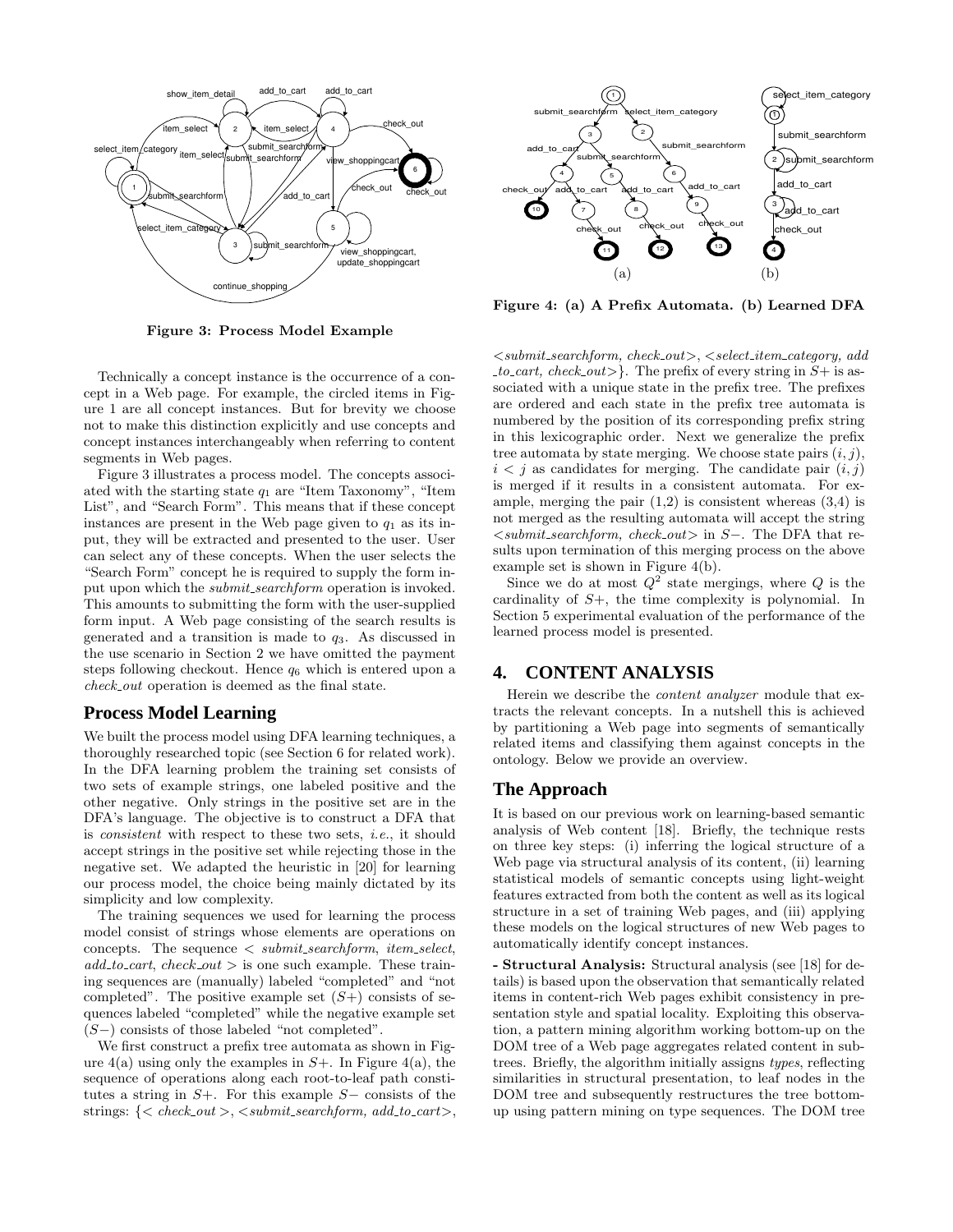Figure 3: Process Model Example

Figure 4: (a) A Prefix Automata. (b) Learned DFA

Technically a concept instance is the occurrence of a concept in a Web page. For example, the circled items in Figure 1 are all concept instances. But for brevity we choose not to make this distinction explicitly and use concepts and concept instances interchangeably when referring to content segments in Web pages.

Figure 3 illustrates a process model. The concepts associated with the starting state $q_1$ are "Item Taxonomy", "Item List", and "Search Form". This means that if these concept instances are present in the Web page given to $q_1$ as its input, they will be extracted and presented to the user. User can select any of these concepts. When the user selects the "Search Form" concept he is required to supply the form input upon which the *submit_searchform* operation is invoked. This amounts to submitting the form with the user-supplied form input. A Web page consisting of the search results is generated and a transition is made to $q_3$. As discussed in the use scenario in Section 2 we have omitted the payment steps following checkout. Hence $q_6$ which is entered upon a *check_out* operation is deemed as the final state.

## Process Model Learning

We built the process model using DFA learning techniques, a thoroughly researched topic (see Section 6 for related work). In the DFA learning problem the training set consists of two sets of example strings, one labeled positive and the other negative. Only strings in the positive set are in the DFA's language. The objective is to construct a DFA that is *consistent* with respect to these two sets, *i.e.*, it should accept strings in the positive set while rejecting those in the negative set. We adapted the heuristic in [20] for learning our process model, the choice being mainly dictated by its simplicity and low complexity.

The training sequences we used for learning the process model consist of strings whose elements are operations on concepts. The sequence < *submit_searchform*, *item_select*, *add_to_cart*, *check_out* > is one such example. These training sequences are (manually) labeled "completed" and "not completed". The positive example set ($S+$) consists of sequences labeled "completed" while the negative example set ($S-$) consists of those labeled "not completed".

We first construct a prefix tree automata as shown in Figure 4(a) using only the examples in $S+$. In Figure 4(a), the sequence of operations along each root-to-leaf path constitutes a string in $S+$. For this example $S-$ consists of the strings: {< *check_out* >, <*submit_searchform*, *add_to_cart*>, <*submit_searchform*, *check_out*>, <*select_item_category*, *add_to_cart*, *check_out*>}. The prefix of every string in $S+$ is associated with a unique state in the prefix tree. The prefixes are ordered and each state in the prefix tree automata is numbered by the position of its corresponding prefix string in this lexicographic order. Next we generalize the prefix tree automata by state merging. We choose state pairs $(i, j)$, $i < j$ as candidates for merging. The candidate pair $(i, j)$ is merged if it results in a consistent automata. For example, merging the pair (1,2) is consistent whereas (3,4) is not merged as the resulting automata will accept the string <*submit_searchform*, *check_out*> in $S-$. The DFA that results upon termination of this merging process on the above example set is shown in Figure 4(b).

Since we do at most $Q^2$ state mergings, where $Q$ is the cardinality of $S+$, the time complexity is polynomial. In Section 5 experimental evaluation of the performance of the learned process model is presented.

## 4. CONTENT ANALYSIS

Herein we describe the *content analyzer* module that extracts the relevant concepts. In a nutshell this is achieved by partitioning a Web page into segments of semantically related items and classifying them against concepts in the ontology. Below we provide an overview.

## The Approach

It is based on our previous work on learning-based semantic analysis of Web content [18]. Briefly, the technique rests on three key steps: (i) inferring the logical structure of a Web page via structural analysis of its content, (ii) learning statistical models of semantic concepts using light-weight features extracted from both the content as well as its logical structure in a set of training Web pages, and (iii) applying these models on the logical structures of new Web pages to automatically identify concept instances.

**- Structural Analysis:** Structural analysis (see [18] for details) is based upon the observation that semantically related items in content-rich Web pages exhibit consistency in presentation style and spatial locality. Exploiting this observation, a pattern mining algorithm working bottom-up on the DOM tree of a Web page aggregates related content in subtrees. Briefly, the algorithm initially assigns *types*, reflecting similarities in structural presentation, to leaf nodes in the DOM tree and subsequently restructures the tree bottom-up using pattern mining on type sequences. The DOM tree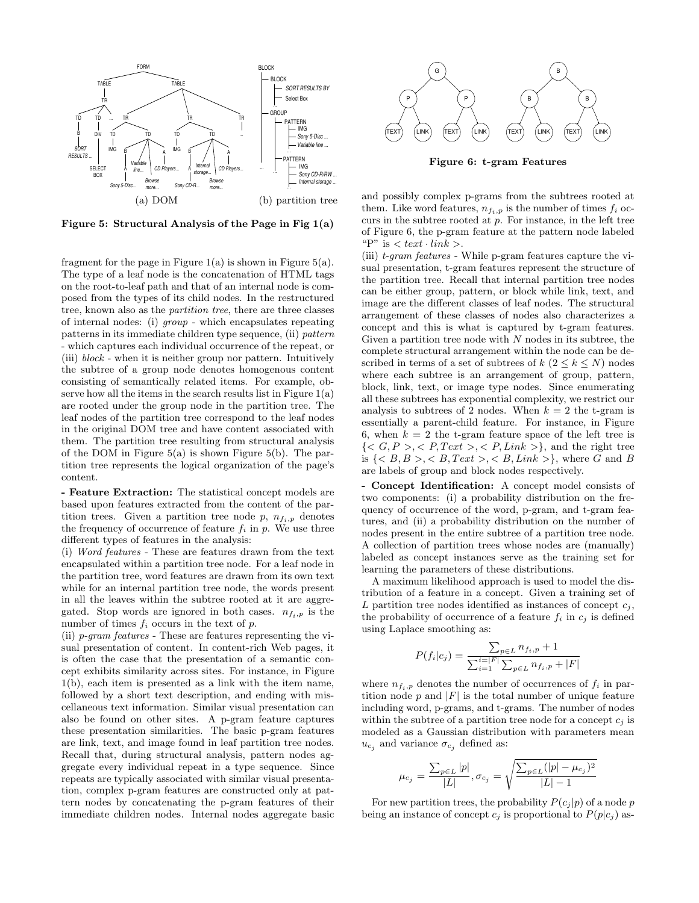(a) DOM (b) partition tree

**Figure 5: Structural Analysis of the Page in Fig 1(a)**

fragment for the page in Figure 1(a) is shown in Figure 5(a). The type of a leaf node is the concatenation of HTML tags on the root-to-leaf path and that of an internal node is composed from the types of its child nodes. In the restructured tree, known also as the *partition tree*, there are three classes of internal nodes: (i) *group* - which encapsulates repeating patterns in its immediate children type sequence, (ii) *pattern* - which captures each individual occurrence of the repeat, or (iii) *block* - when it is neither group nor pattern. Intuitively the subtree of a group node denotes homogenous content consisting of semantically related items. For example, observe how all the items in the search results list in Figure 1(a) are rooted under the group node in the partition tree. The leaf nodes of the partition tree correspond to the leaf nodes in the original DOM tree and have content associated with them. The partition tree resulting from structural analysis of the DOM in Figure 5(a) is shown Figure 5(b). The partition tree represents the logical organization of the page's content.

**- Feature Extraction:** The statistical concept models are based upon features extracted from the content of the partition trees. Given a partition tree node $p$, $n_{f_i,p}$ denotes the frequency of occurrence of feature $f_i$ in $p$. We use three different types of features in the analysis:

(i) *Word features* - These are features drawn from the text encapsulated within a partition tree node. For a leaf node in the partition tree, word features are drawn from its own text while for an internal partition tree node, the words present in all the leaves within the subtree rooted at it are aggregated. Stop words are ignored in both cases. $n_{f_i,p}$ is the number of times $f_i$ occurs in the text of $p$.

(ii) *p-gram features* - These are features representing the visual presentation of content. In content-rich Web pages, it is often the case that the presentation of a semantic concept exhibits similarity across sites. For instance, in Figure 1(b), each item is presented as a link with the item name, followed by a short text description, and ending with miscellaneous text information. Similar visual presentation can also be found on other sites. A p-gram feature captures these presentation similarities. The basic p-gram features are link, text, and image found in leaf partition tree nodes. Recall that, during structural analysis, pattern nodes aggregate every individual repeat in a type sequence. Since repeats are typically associated with similar visual presentation, complex p-gram features are constructed only at pattern nodes by concatenating the p-gram features of their immediate children nodes. Internal nodes aggregate basic and possibly complex p-grams from the subtrees rooted at them. Like word features, $n_{f_i,p}$ is the number of times $f_i$ occurs in the subtree rooted at $p$. For instance, in the left tree of Figure 6, the p-gram feature at the pattern node labeled "P" is $< text \cdot link >$.

**Figure 6: t-gram Features**

(iii) *t-gram features* - While p-gram features capture the visual presentation, t-gram features represent the structure of the partition tree. Recall that internal partition tree nodes can be either group, pattern, or block while link, text, and image are the different classes of leaf nodes. The structural arrangement of these classes of nodes also characterizes a concept and this is what is captured by t-gram features. Given a partition tree node with $N$ nodes in its subtree, the complete structural arrangement within the node can be described in terms of a set of subtrees of $k$ ($2 \leq k \leq N$) nodes where each subtree is an arrangement of group, pattern, block, link, text, or image type nodes. Since enumerating all these subtrees has exponential complexity, we restrict our analysis to subtrees of 2 nodes. When $k = 2$ the t-gram is essentially a parent-child feature. For instance, in Figure 6, when $k = 2$ the t-gram feature space of the left tree is $\{< G, P >, < P, Text >, < P, Link >\}$, and the right tree is $\{< B, B >, < B, Text >, < B, Link >\}$, where $G$ and $B$ are labels of group and block nodes respectively.

**- Concept Identification:** A concept model consists of two components: (i) a probability distribution on the frequency of occurrence of the word, p-gram, and t-gram features, and (ii) a probability distribution on the number of nodes present in the entire subtree of a partition tree node. A collection of partition trees whose nodes are (manually) labeled as concept instances serve as the training set for learning the parameters of these distributions.

A maximum likelihood approach is used to model the distribution of a feature in a concept. Given a training set of $L$ partition tree nodes identified as instances of concept $c_j$, the probability of occurrence of a feature $f_i$ in $c_j$ is defined using Laplace smoothing as:

$$P(f_i|c_j) = \frac{\sum_{p \in L} n_{f_i,p} + 1}{\sum_{i=1}^{i=|F|} \sum_{p \in L} n_{f_i,p} + |F|}$$

where $n_{f_i,p}$ denotes the number of occurrences of $f_i$ in partition node $p$ and $|F|$ is the total number of unique feature including word, p-grams, and t-grams. The number of nodes within the subtree of a partition tree node for a concept $c_j$ is modeled as a Gaussian distribution with parameters mean $u_{c_j}$ and variance $\sigma_{c_j}$ defined as:

$$\mu_{c_j} = \frac{\sum_{p \in L} |p|}{|L|}, \sigma_{c_j} = \sqrt{\frac{\sum_{p \in L} (|p| - \mu_{c_j})^2}{|L| - 1}}$$

For new partition trees, the probability $P(c_j|p)$ of a node $p$ being an instance of concept $c_j$ is proportional to $P(p|c_j)$ as-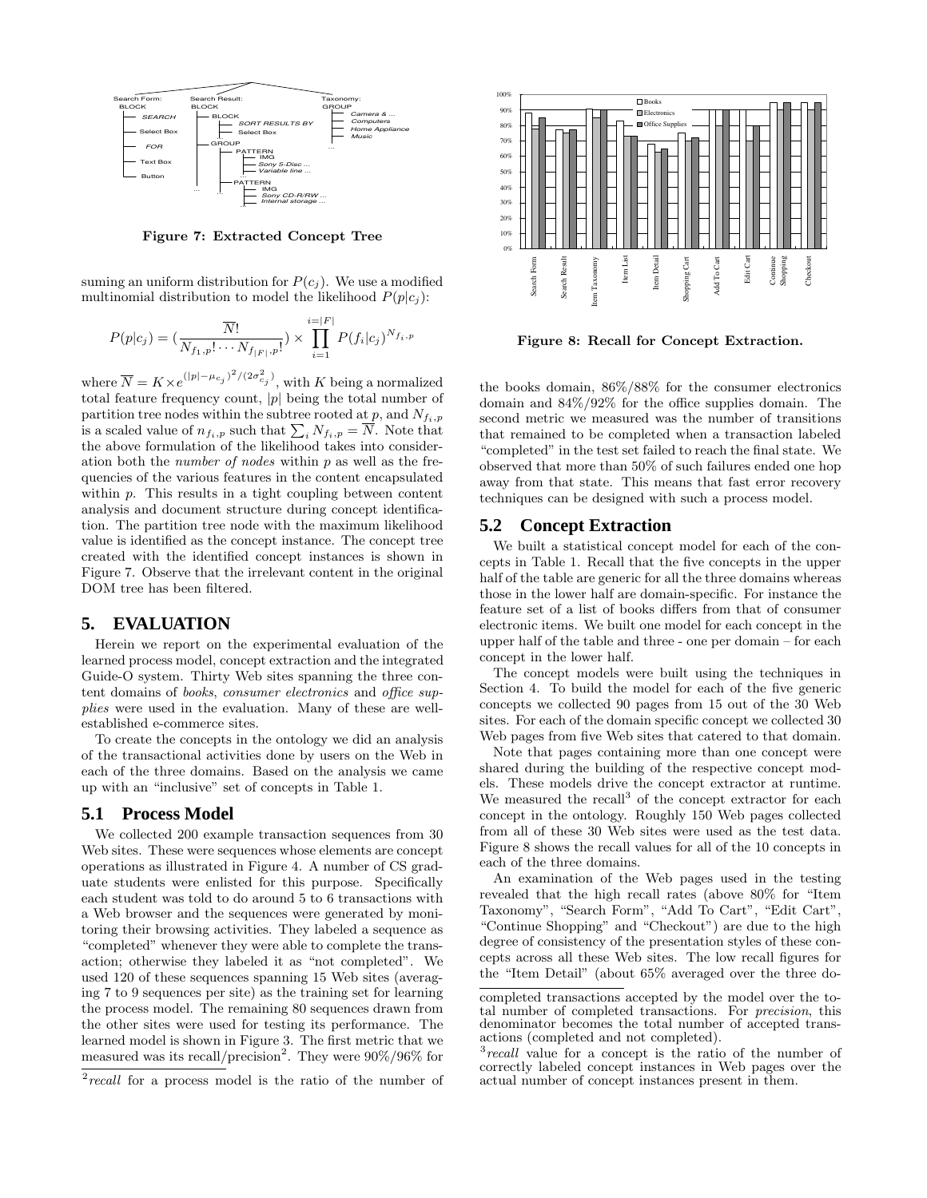Figure 7: Extracted Concept Tree

suming an uniform distribution for $P(c_j)$. We use a modified multinomial distribution to model the likelihood $P(p|c_j)$:

$$P(p|c_j) = \left(\frac{\overline{N}!}{N_{f_1,p}! \cdots N_{f_{|F|},p}!}\right) \times \prod_{i=1}^{i=|F|} P(f_i|c_j)^{N_{f_i,p}}$$

where $\overline{N} = K \times e^{(|p|-\mu_{c_j})^2/(2\sigma_{c_j}^2)}$, with $K$ being a normalized total feature frequency count, $|p|$ being the total number of partition tree nodes within the subtree rooted at $p$, and $N_{f_i,p}$ is a scaled value of $n_{f_i,p}$ such that $\sum_i N_{f_i,p} = \overline{N}$. Note that the above formulation of the likelihood takes into consideration both the *number of nodes* within $p$ as well as the frequencies of the various features in the content encapsulated within $p$. This results in a tight coupling between content analysis and document structure during concept identification. The partition tree node with the maximum likelihood value is identified as the concept instance. The concept tree created with the identified concept instances is shown in Figure 7. Observe that the irrelevant content in the original DOM tree has been filtered.

# 5. EVALUATION

Herein we report on the experimental evaluation of the learned process model, concept extraction and the integrated Guide-O system. Thirty Web sites spanning the three content domains of *books*, *consumer electronics* and *office supplies* were used in the evaluation. Many of these are well-established e-commerce sites.

To create the concepts in the ontology we did an analysis of the transactional activities done by users on the Web in each of the three domains. Based on the analysis we came up with an "inclusive" set of concepts in Table 1.

## 5.1 Process Model

We collected 200 example transaction sequences from 30 Web sites. These were sequences whose elements are concept operations as illustrated in Figure 4. A number of CS graduate students were enlisted for this purpose. Specifically each student was told to do around 5 to 6 transactions with a Web browser and the sequences were generated by monitoring their browsing activities. They labeled a sequence as "completed" whenever they were able to complete the transaction; otherwise they labeled it as "not completed". We used 120 of these sequences spanning 15 Web sites (averaging 7 to 9 sequences per site) as the training set for learning the process model. The remaining 80 sequences drawn from the other sites were used for testing its performance. The learned model is shown in Figure 3. The first metric that we measured was its recall/precision[2]. They were 90%/96% for the books domain, 86%/88% for the consumer electronics domain and 84%/92% for the office supplies domain. The second metric we measured was the number of transitions that remained to be completed when a transaction labeled "completed" in the test set failed to reach the final state. We observed that more than 50% of such failures ended one hop away from that state. This means that fast error recovery techniques can be designed with such a process model.

Figure 8: Recall for Concept Extraction.

## 5.2 Concept Extraction

We built a statistical concept model for each of the concepts in Table 1. Recall that the five concepts in the upper half of the table are generic for all the three domains whereas those in the lower half are domain-specific. For instance the feature set of a list of books differs from that of consumer electronic items. We built one model for each concept in the upper half of the table and three - one per domain – for each concept in the lower half.

The concept models were built using the techniques in Section 4. To build the model for each of the five generic concepts we collected 90 pages from 15 out of the 30 Web sites. For each of the domain specific concept we collected 30 Web pages from five Web sites that catered to that domain.

Note that pages containing more than one concept were shared during the building of the respective concept models. These models drive the concept extractor at runtime. We measured the recall[3] of the concept extractor for each concept in the ontology. Roughly 150 Web pages collected from all of these 30 Web sites were used as the test data. Figure 8 shows the recall values for all of the 10 concepts in each of the three domains.

An examination of the Web pages used in the testing revealed that the high recall rates (above 80% for "Item Taxonomy", "Search Form", "Add To Cart", "Edit Cart", "Continue Shopping" and "Checkout") are due to the high degree of consistency of the presentation styles of these concepts across all these Web sites. The low recall figures for the "Item Detail" (about 65% averaged over the three do-

[2] *recall* for a process model is the ratio of the number of completed transactions accepted by the model over the total number of completed transactions. For *precision*, this denominator becomes the total number of accepted transactions (completed and not completed).

[3] *recall* value for a concept is the ratio of the number of correctly labeled concept instances in Web pages over the actual number of concept instances present in them.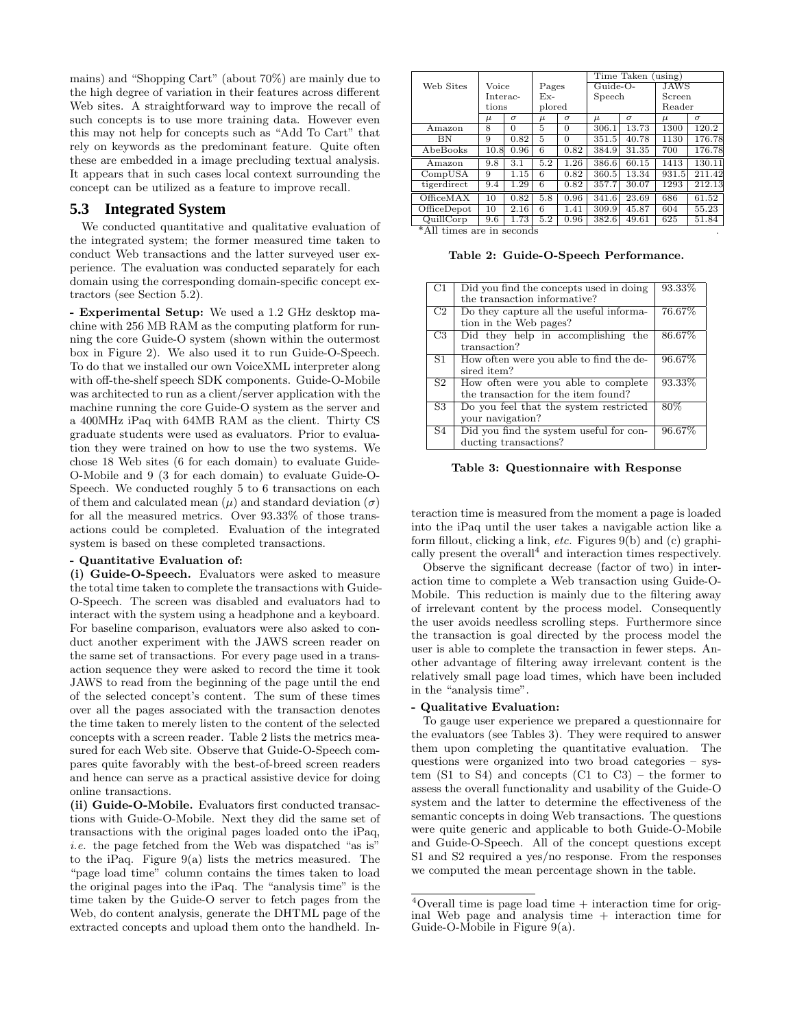mains) and "Shopping Cart" (about 70%) are mainly due to the high degree of variation in their features across different Web sites. A straightforward way to improve the recall of such concepts is to use more training data. However even this may not help for concepts such as "Add To Cart" that rely on keywords as the predominant feature. Quite often these are embedded in a image precluding textual analysis. It appears that in such cases local context surrounding the concept can be utilized as a feature to improve recall.

## 5.3 Integrated System

We conducted quantitative and qualitative evaluation of the integrated system; the former measured time taken to conduct Web transactions and the latter surveyed user experience. The evaluation was conducted separately for each domain using the corresponding domain-specific concept extractors (see Section 5.2).

**- Experimental Setup:** We used a 1.2 GHz desktop machine with 256 MB RAM as the computing platform for running the core Guide-O system (shown within the outermost box in Figure 2). We also used it to run Guide-O-Speech. To do that we installed our own VoiceXML interpreter along with off-the-shelf speech SDK components. Guide-O-Mobile was architected to run as a client/server application with the machine running the core Guide-O system as the server and a 400MHz iPaq with 64MB RAM as the client. Thirty CS graduate students were used as evaluators. Prior to evaluation they were trained on how to use the two systems. We chose 18 Web sites (6 for each domain) to evaluate Guide-O-Mobile and 9 (3 for each domain) to evaluate Guide-O-Speech. We conducted roughly 5 to 6 transactions on each of them and calculated mean ($\mu$) and standard deviation ($\sigma$) for all the measured metrics. Over 93.33% of those transactions could be completed. Evaluation of the integrated system is based on these completed transactions.

**- Quantitative Evaluation of:**

**(i) Guide-O-Speech.** Evaluators were asked to measure the total time taken to complete the transactions with Guide-O-Speech. The screen was disabled and evaluators had to interact with the system using a headphone and a keyboard. For baseline comparison, evaluators were also asked to conduct another experiment with the JAWS screen reader on the same set of transactions. For every page used in a transaction sequence they were asked to record the time it took JAWS to read from the beginning of the page until the end of the selected concept's content. The sum of these times over all the pages associated with the transaction denotes the time taken to merely listen to the content of the selected concepts with a screen reader. Table 2 lists the metrics measured for each Web site. Observe that Guide-O-Speech compares quite favorably with the best-of-breed screen readers and hence can serve as a practical assistive device for doing online transactions.

**(ii) Guide-O-Mobile.** Evaluators first conducted transactions with Guide-O-Mobile. Next they did the same set of transactions with the original pages loaded onto the iPaq, *i.e.* the page fetched from the Web was dispatched "as is" to the iPaq. Figure 9(a) lists the metrics measured. The "page load time" column contains the times taken to load the original pages into the iPaq. The "analysis time" is the time taken by the Guide-O server to fetch pages from the Web, do content analysis, generate the DHTML page of the extracted concepts and upload them onto the handheld. Interaction time is measured from the moment a page is loaded into the iPaq until the user takes a navigable action like a form fillout, clicking a link, *etc.* Figures 9(b) and (c) graphically present the overall[4] and interaction times respectively.

| Web Sites | Voice Interactions | | Pages Explored | | Time Taken (using) | | | |
|---|---|---|---|---|---|---|---|---|
| | | | | | Guide-O-Speech | | JAWS Screen Reader | |
| | $\mu$ | $\sigma$ | $\mu$ | $\sigma$ | $\mu$ | $\sigma$ | $\mu$ | $\sigma$ |
| Amazon | 8 | 0 | 5 | 0 | 306.1 | 13.73 | 1300 | 120.2 |
| BN | 9 | 0.82 | 5 | 0 | 351.5 | 40.78 | 1130 | 176.78 |
| AbeBooks | 10.8 | 0.96 | 6 | 0.82 | 384.9 | 31.35 | 700 | 176.78 |
| Amazon | 9.8 | 3.1 | 5.2 | 1.26 | 386.6 | 60.15 | 1413 | 130.11 |
| CompUSA | 9 | 1.15 | 6 | 0.82 | 360.5 | 13.34 | 931.5 | 211.42 |
| tigerdirect | 9.4 | 1.29 | 6 | 0.82 | 357.7 | 30.07 | 1293 | 212.13 |
| OfficeMAX | 10 | 0.82 | 5.8 | 0.96 | 341.6 | 23.69 | 686 | 61.52 |
| OfficeDepot | 10 | 2.16 | 6 | 1.41 | 309.9 | 45.87 | 604 | 55.23 |
| QuillCorp | 9.6 | 1.73 | 5.2 | 0.96 | 382.6 | 49.61 | 625 | 51.84 |

*All times are in seconds

**Table 2: Guide-O-Speech Performance.**

| | | |
|---|---|---|
| C1 | Did you find the concepts used in doing the transaction informative? | 93.33% |
| C2 | Do they capture all the useful information in the Web pages? | 76.67% |
| C3 | Did they help in accomplishing the transaction? | 86.67% |
| S1 | How often were you able to find the desired item? | 96.67% |
| S2 | How often were you able to complete the transaction for the item found? | 93.33% |
| S3 | Do you feel that the system restricted your navigation? | 80% |
| S4 | Did you find the system useful for conducting transactions? | 96.67% |

**Table 3: Questionnaire with Response**

Observe the significant decrease (factor of two) in interaction time to complete a Web transaction using Guide-O-Mobile. This reduction is mainly due to the filtering away of irrelevant content by the process model. Consequently the user avoids needless scrolling steps. Furthermore since the transaction is goal directed by the process model the user is able to complete the transaction in fewer steps. Another advantage of filtering away irrelevant content is the relatively small page load times, which have been included in the "analysis time".

**- Qualitative Evaluation:**

To gauge user experience we prepared a questionnaire for the evaluators (see Tables 3). They were required to answer them upon completing the quantitative evaluation. The questions were organized into two broad categories – system (S1 to S4) and concepts (C1 to C3) – the former to assess the overall functionality and usability of the Guide-O system and the latter to determine the effectiveness of the semantic concepts in doing Web transactions. The questions were quite generic and applicable to both Guide-O-Mobile and Guide-O-Speech. All of the concept questions except S1 and S2 required a yes/no response. From the responses we computed the mean percentage shown in the table.

[4]Overall time is page load time + interaction time for original Web page and analysis time + interaction time for Guide-O-Mobile in Figure 9(a).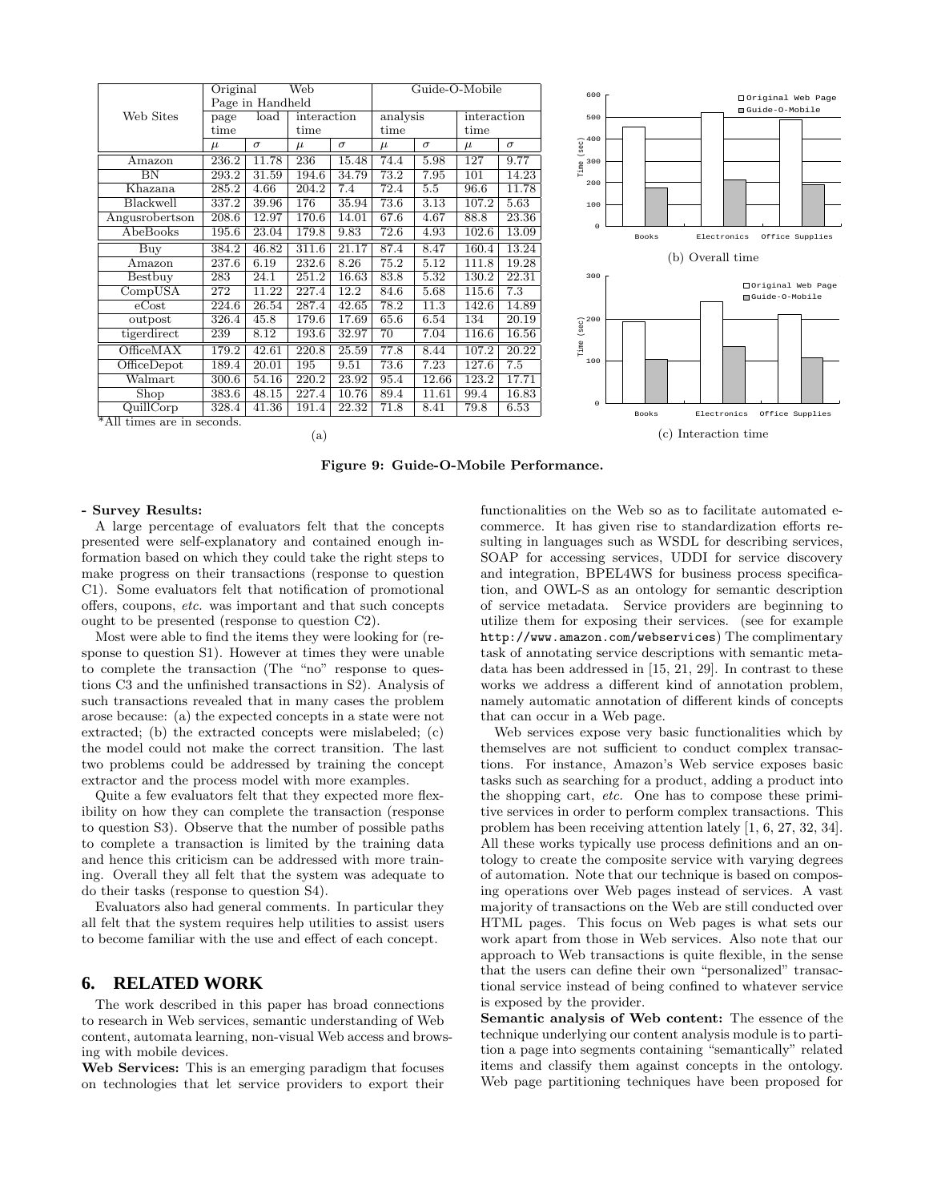| Web Sites | Original Web Page in Handheld | | | | Guide-O-Mobile | | | |
|---|---|---|---|---|---|---|---|---|
| | page load time | | interaction time | | analysis time | | interaction time | |
| | $\mu$ | $\sigma$ | $\mu$ | $\sigma$ | $\mu$ | $\sigma$ | $\mu$ | $\sigma$ |
| Amazon | 236.2 | 11.78 | 236 | 15.48 | 74.4 | 5.98 | 127 | 9.77 |
| BN | 293.2 | 31.59 | 194.6 | 34.79 | 73.2 | 7.95 | 101 | 14.23 |
| Khazana | 285.2 | 4.66 | 204.2 | 7.4 | 72.4 | 5.5 | 96.6 | 11.78 |
| Blackwell | 337.2 | 39.96 | 176 | 35.94 | 73.6 | 3.13 | 107.2 | 5.63 |
| Angusrobertson | 208.6 | 12.97 | 170.6 | 14.01 | 67.6 | 4.67 | 88.8 | 23.36 |
| AbeBooks | 195.6 | 23.04 | 179.8 | 9.83 | 72.6 | 4.93 | 102.6 | 13.09 |
| Buy | 384.2 | 46.82 | 311.6 | 21.17 | 87.4 | 8.47 | 160.4 | 13.24 |
| Amazon | 237.6 | 6.19 | 232.6 | 8.26 | 75.2 | 5.12 | 111.8 | 19.28 |
| Bestbuy | 283 | 24.1 | 251.2 | 16.63 | 83.8 | 5.32 | 130.2 | 22.31 |
| CompUSA | 272 | 11.22 | 227.4 | 12.2 | 84.6 | 5.68 | 115.6 | 7.3 |
| eCost | 224.6 | 26.54 | 287.4 | 42.65 | 78.2 | 11.3 | 142.6 | 14.89 |
| outpost | 326.4 | 45.8 | 179.6 | 17.69 | 65.6 | 6.54 | 134 | 20.19 |
| tigerdirect | 239 | 8.12 | 193.6 | 32.97 | 70 | 7.04 | 116.6 | 16.56 |
| OfficeMAX | 179.2 | 42.61 | 220.8 | 25.59 | 77.8 | 8.44 | 107.2 | 20.22 |
| OfficeDepot | 189.4 | 20.01 | 195 | 9.51 | 73.6 | 7.23 | 127.6 | 7.5 |
| Walmart | 300.6 | 54.16 | 220.2 | 23.92 | 95.4 | 12.66 | 123.2 | 17.71 |
| Shop | 383.6 | 48.15 | 227.4 | 10.76 | 89.4 | 11.61 | 99.4 | 16.83 |
| QuillCorp | 328.4 | 41.36 | 191.4 | 22.32 | 71.8 | 8.41 | 79.8 | 6.53 |

*All times are in seconds.

(a)

Original Web Page
Guide-O-Mobile
Time (sec)
600
500
400
300
200
100
0
Books Electronics Office Supplies

(b) Overall time

Original Web Page
Guide-O-Mobile
Time (sec)
300
200
100
0
Books Electronics Office Supplies

(c) Interaction time

**Figure 9: Guide-O-Mobile Performance.**

**- Survey Results:**

A large percentage of evaluators felt that the concepts presented were self-explanatory and contained enough information based on which they could take the right steps to make progress on their transactions (response to question C1). Some evaluators felt that notification of promotional offers, coupons, *etc.* was important and that such concepts ought to be presented (response to question C2).

Most were able to find the items they were looking for (response to question S1). However at times they were unable to complete the transaction (The "no" response to questions C3 and the unfinished transactions in S2). Analysis of such transactions revealed that in many cases the problem arose because: (a) the expected concepts in a state were not extracted; (b) the extracted concepts were mislabeled; (c) the model could not make the correct transition. The last two problems could be addressed by training the concept extractor and the process model with more examples.

Quite a few evaluators felt that they expected more flexibility on how they can complete the transaction (response to question S3). Observe that the number of possible paths to complete a transaction is limited by the training data and hence this criticism can be addressed with more training. Overall they all felt that the system was adequate to do their tasks (response to question S4).

Evaluators also had general comments. In particular they all felt that the system requires help utilities to assist users to become familiar with the use and effect of each concept.

## 6. RELATED WORK

The work described in this paper has broad connections to research in Web services, semantic understanding of Web content, automata learning, non-visual Web access and browsing with mobile devices.

**Web Services:** This is an emerging paradigm that focuses on technologies that let service providers to export their functionalities on the Web so as to facilitate automated e-commerce. It has given rise to standardization efforts resulting in languages such as WSDL for describing services, SOAP for accessing services, UDDI for service discovery and integration, BPEL4WS for business process specification, and OWL-S as an ontology for semantic description of service metadata. Service providers are beginning to utilize them for exposing their services. (see for example `http://www.amazon.com/webservices`) The complimentary task of annotating service descriptions with semantic metadata has been addressed in [15, 21, 29]. In contrast to these works we address a different kind of annotation problem, namely automatic annotation of different kinds of concepts that can occur in a Web page.

Web services expose very basic functionalities which by themselves are not sufficient to conduct complex transactions. For instance, Amazon's Web service exposes basic tasks such as searching for a product, adding a product into the shopping cart, *etc.* One has to compose these primitive services in order to perform complex transactions. This problem has been receiving attention lately [1, 6, 27, 32, 34]. All these works typically use process definitions and an ontology to create the composite service with varying degrees of automation. Note that our technique is based on composing operations over Web pages instead of services. A vast majority of transactions on the Web are still conducted over HTML pages. This focus on Web pages is what sets our work apart from those in Web services. Also note that our approach to Web transactions is quite flexible, in the sense that the users can define their own "personalized" transactional service instead of being confined to whatever service is exposed by the provider.

**Semantic analysis of Web content:** The essence of the technique underlying our content analysis module is to partition a page into segments containing "semantically" related items and classify them against concepts in the ontology. Web page partitioning techniques have been proposed for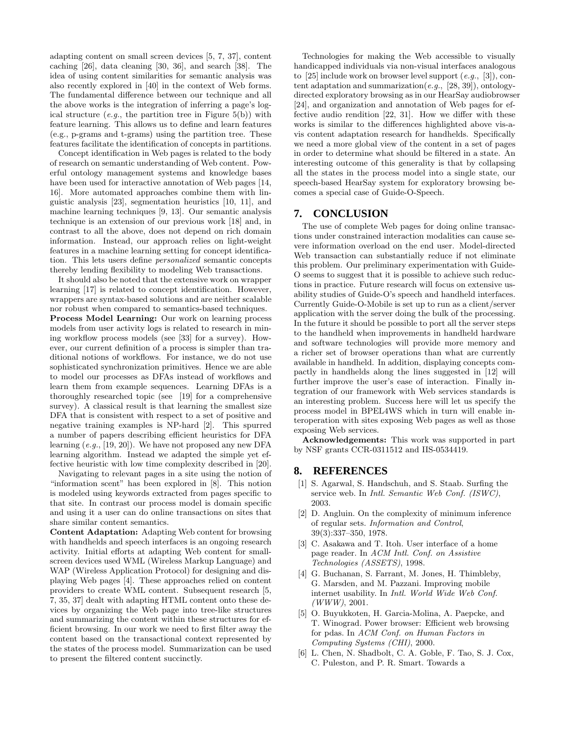adapting content on small screen devices [5, 7, 37], content caching [26], data cleaning [30, 36], and search [38]. The idea of using content similarities for semantic analysis was also recently explored in [40] in the context of Web forms. The fundamental difference between our technique and all the above works is the integration of inferring a page's logical structure (*e.g.*, the partition tree in Figure 5(b)) with feature learning. This allows us to define and learn features (e.g., p-grams and t-grams) using the partition tree. These features facilitate the identification of concepts in partitions.

Concept identification in Web pages is related to the body of research on semantic understanding of Web content. Powerful ontology management systems and knowledge bases have been used for interactive annotation of Web pages [14, 16]. More automated approaches combine them with linguistic analysis [23], segmentation heuristics [10, 11], and machine learning techniques [9, 13]. Our semantic analysis technique is an extension of our previous work [18] and, in contrast to all the above, does not depend on rich domain information. Instead, our approach relies on light-weight features in a machine learning setting for concept identification. This lets users define *personalized* semantic concepts thereby lending flexibility to modeling Web transactions.

It should also be noted that the extensive work on wrapper learning [17] is related to concept identification. However, wrappers are syntax-based solutions and are neither scalable nor robust when compared to semantics-based techniques.

**Process Model Learning:** Our work on learning process models from user activity logs is related to research in mining workflow process models (see [33] for a survey). However, our current definition of a process is simpler than traditional notions of workflows. For instance, we do not use sophisticated synchronization primitives. Hence we are able to model our processes as DFAs instead of workflows and learn them from example sequences. Learning DFAs is a thoroughly researched topic (see [19] for a comprehensive survey). A classical result is that learning the smallest size DFA that is consistent with respect to a set of positive and negative training examples is NP-hard [2]. This spurred a number of papers describing efficient heuristics for DFA learning (*e.g.*, [19, 20]). We have not proposed any new DFA learning algorithm. Instead we adapted the simple yet effective heuristic with low time complexity described in [20].

Navigating to relevant pages in a site using the notion of "information scent" has been explored in [8]. This notion is modeled using keywords extracted from pages specific to that site. In contrast our process model is domain specific and using it a user can do online transactions on sites that share similar content semantics.

**Content Adaptation:** Adapting Web content for browsing with handhelds and speech interfaces is an ongoing research activity. Initial efforts at adapting Web content for small-screen devices used WML (Wireless Markup Language) and WAP (Wireless Application Protocol) for designing and displaying Web pages [4]. These approaches relied on content providers to create WML content. Subsequent research [5, 7, 35, 37] dealt with adapting HTML content onto these devices by organizing the Web page into tree-like structures and summarizing the content within these structures for efficient browsing. In our work we need to first filter away the content based on the transactional context represented by the states of the process model. Summarization can be used to present the filtered content succinctly.

Technologies for making the Web accessible to visually handicapped individuals via non-visual interfaces analogous to [25] include work on browser level support (*e.g.*, [3]), content adaptation and summarization(*e.g.*, [28, 39]), ontology-directed exploratory browsing as in our HearSay audiobrowser [24], and organization and annotation of Web pages for effective audio rendition [22, 31]. How we differ with these works is similar to the differences highlighted above vis-a-vis content adaptation research for handhelds. Specifically we need a more global view of the content in a set of pages in order to determine what should be filtered in a state. An interesting outcome of this generality is that by collapsing all the states in the process model into a single state, our speech-based HearSay system for exploratory browsing becomes a special case of Guide-O-Speech.

## 7. CONCLUSION

The use of complete Web pages for doing online transactions under constrained interaction modalities can cause severe information overload on the end user. Model-directed Web transaction can substantially reduce if not eliminate this problem. Our preliminary experimentation with Guide-O seems to suggest that it is possible to achieve such reductions in practice. Future research will focus on extensive usability studies of Guide-O's speech and handheld interfaces. Currently Guide-O-Mobile is set up to run as a client/server application with the server doing the bulk of the processing. In the future it should be possible to port all the server steps to the handheld when improvements in handheld hardware and software technologies will provide more memory and a richer set of browser operations than what are currently available in handheld. In addition, displaying concepts compactly in handhelds along the lines suggested in [12] will further improve the user's ease of interaction. Finally integration of our framework with Web services standards is an interesting problem. Success here will let us specify the process model in BPEL4WS which in turn will enable interoperation with sites exposing Web pages as well as those exposing Web services.

**Acknowledgements:** This work was supported in part by NSF grants CCR-0311512 and IIS-0534419.

## 8. REFERENCES

[1] S. Agarwal, S. Handschuh, and S. Staab. Surfing the service web. In *Intl. Semantic Web Conf. (ISWC)*, 2003.

[2] D. Angluin. On the complexity of minimum inference of regular sets. *Information and Control*, 39(3):337–350, 1978.

[3] C. Asakawa and T. Itoh. User interface of a home page reader. In *ACM Intl. Conf. on Assistive Technologies (ASSETS)*, 1998.

[4] G. Buchanan, S. Farrant, M. Jones, H. Thimbleby, G. Marsden, and M. Pazzani. Improving mobile internet usability. In *Intl. World Wide Web Conf. (WWW)*, 2001.

[5] O. Buyukkoten, H. Garcia-Molina, A. Paepcke, and T. Winograd. Power browser: Efficient web browsing for pdas. In *ACM Conf. on Human Factors in Computing Systems (CHI)*, 2000.

[6] L. Chen, N. Shadbolt, C. A. Goble, F. Tao, S. J. Cox, C. Puleston, and P. R. Smart. Towards a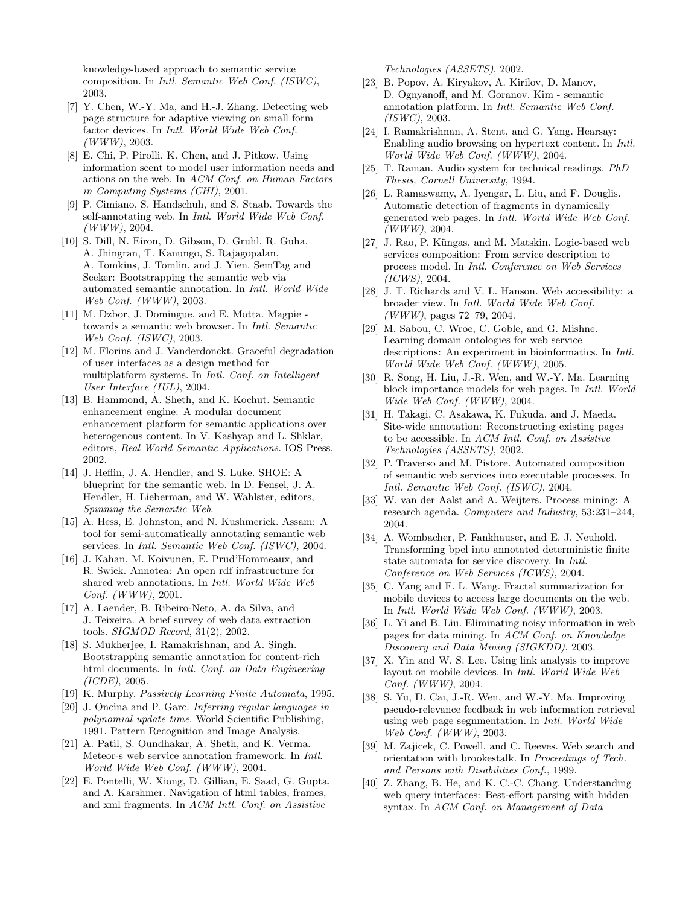knowledge-based approach to semantic service composition. In *Intl. Semantic Web Conf. (ISWC)*, 2003.

[7] Y. Chen, W.-Y. Ma, and H.-J. Zhang. Detecting web page structure for adaptive viewing on small form factor devices. In *Intl. World Wide Web Conf. (WWW)*, 2003.

[8] E. Chi, P. Pirolli, K. Chen, and J. Pitkow. Using information scent to model user information needs and actions on the web. In *ACM Conf. on Human Factors in Computing Systems (CHI)*, 2001.

[9] P. Cimiano, S. Handschuh, and S. Staab. Towards the self-annotating web. In *Intl. World Wide Web Conf. (WWW)*, 2004.

[10] S. Dill, N. Eiron, D. Gibson, D. Gruhl, R. Guha, A. Jhingran, T. Kanungo, S. Rajagopalan, A. Tomkins, J. Tomlin, and J. Yien. SemTag and Seeker: Bootstrapping the semantic web via automated semantic annotation. In *Intl. World Wide Web Conf. (WWW)*, 2003.

[11] M. Dzbor, J. Domingue, and E. Motta. Magpie - towards a semantic web browser. In *Intl. Semantic Web Conf. (ISWC)*, 2003.

[12] M. Florins and J. Vanderdonckt. Graceful degradation of user interfaces as a design method for multiplatform systems. In *Intl. Conf. on Intelligent User Interface (IUL)*, 2004.

[13] B. Hammond, A. Sheth, and K. Kochut. Semantic enhancement engine: A modular document enhancement platform for semantic applications over heterogenous content. In V. Kashyap and L. Shklar, editors, *Real World Semantic Applications*. IOS Press, 2002.

[14] J. Heflin, J. A. Hendler, and S. Luke. SHOE: A blueprint for the semantic web. In D. Fensel, J. A. Hendler, H. Lieberman, and W. Wahlster, editors, *Spinning the Semantic Web*.

[15] A. Hess, E. Johnston, and N. Kushmerick. Assam: A tool for semi-automatically annotating semantic web services. In *Intl. Semantic Web Conf. (ISWC)*, 2004.

[16] J. Kahan, M. Koivunen, E. Prud'Hommeaux, and R. Swick. Annotea: An open rdf infrastructure for shared web annotations. In *Intl. World Wide Web Conf. (WWW)*, 2001.

[17] A. Laender, B. Ribeiro-Neto, A. da Silva, and J. Teixeira. A brief survey of web data extraction tools. *SIGMOD Record*, 31(2), 2002.

[18] S. Mukherjee, I. Ramakrishnan, and A. Singh. Bootstrapping semantic annotation for content-rich html documents. In *Intl. Conf. on Data Engineering (ICDE)*, 2005.

[19] K. Murphy. *Passively Learning Finite Automata*, 1995.

[20] J. Oncina and P. Garc. *Inferring regular languages in polynomial update time*. World Scientific Publishing, 1991. Pattern Recognition and Image Analysis.

[21] A. Patil, S. Oundhakar, A. Sheth, and K. Verma. Meteor-s web service annotation framework. In *Intl. World Wide Web Conf. (WWW)*, 2004.

[22] E. Pontelli, W. Xiong, D. Gillian, E. Saad, G. Gupta, and A. Karshmer. Navigation of html tables, frames, and xml fragments. In *ACM Intl. Conf. on Assistive Technologies (ASSETS)*, 2002.

[23] B. Popov, A. Kiryakov, A. Kirilov, D. Manov, D. Ognyanoff, and M. Goranov. Kim - semantic annotation platform. In *Intl. Semantic Web Conf. (ISWC)*, 2003.

[24] I. Ramakrishnan, A. Stent, and G. Yang. Hearsay: Enabling audio browsing on hypertext content. In *Intl. World Wide Web Conf. (WWW)*, 2004.

[25] T. Raman. Audio system for technical readings. *PhD Thesis, Cornell University*, 1994.

[26] L. Ramaswamy, A. Iyengar, L. Liu, and F. Douglis. Automatic detection of fragments in dynamically generated web pages. In *Intl. World Wide Web Conf. (WWW)*, 2004.

[27] J. Rao, P. Küngas, and M. Matskin. Logic-based web services composition: From service description to process model. In *Intl. Conference on Web Services (ICWS)*, 2004.

[28] J. T. Richards and V. L. Hanson. Web accessibility: a broader view. In *Intl. World Wide Web Conf. (WWW)*, pages 72–79, 2004.

[29] M. Sabou, C. Wroe, C. Goble, and G. Mishne. Learning domain ontologies for web service descriptions: An experiment in bioinformatics. In *Intl. World Wide Web Conf. (WWW)*, 2005.

[30] R. Song, H. Liu, J.-R. Wen, and W.-Y. Ma. Learning block importance models for web pages. In *Intl. World Wide Web Conf. (WWW)*, 2004.

[31] H. Takagi, C. Asakawa, K. Fukuda, and J. Maeda. Site-wide annotation: Reconstructing existing pages to be accessible. In *ACM Intl. Conf. on Assistive Technologies (ASSETS)*, 2002.

[32] P. Traverso and M. Pistore. Automated composition of semantic web services into executable processes. In *Intl. Semantic Web Conf. (ISWC)*, 2004.

[33] W. van der Aalst and A. Weijters. Process mining: A research agenda. *Computers and Industry*, 53:231–244, 2004.

[34] A. Wombacher, P. Fankhauser, and E. J. Neuhold. Transforming bpel into annotated deterministic finite state automata for service discovery. In *Intl. Conference on Web Services (ICWS)*, 2004.

[35] C. Yang and F. L. Wang. Fractal summarization for mobile devices to access large documents on the web. In *Intl. World Wide Web Conf. (WWW)*, 2003.

[36] L. Yi and B. Liu. Eliminating noisy information in web pages for data mining. In *ACM Conf. on Knowledge Discovery and Data Mining (SIGKDD)*, 2003.

[37] X. Yin and W. S. Lee. Using link analysis to improve layout on mobile devices. In *Intl. World Wide Web Conf. (WWW)*, 2004.

[38] S. Yu, D. Cai, J.-R. Wen, and W.-Y. Ma. Improving pseudo-relevance feedback in web information retrieval using web page segnmentation. In *Intl. World Wide Web Conf. (WWW)*, 2003.

[39] M. Zajicek, C. Powell, and C. Reeves. Web search and orientation with brookestalk. In *Proceedings of Tech. and Persons with Disabilities Conf.*, 1999.

[40] Z. Zhang, B. He, and K. C.-C. Chang. Understanding web query interfaces: Best-effort parsing with hidden syntax. In *ACM Conf. on Management of Data*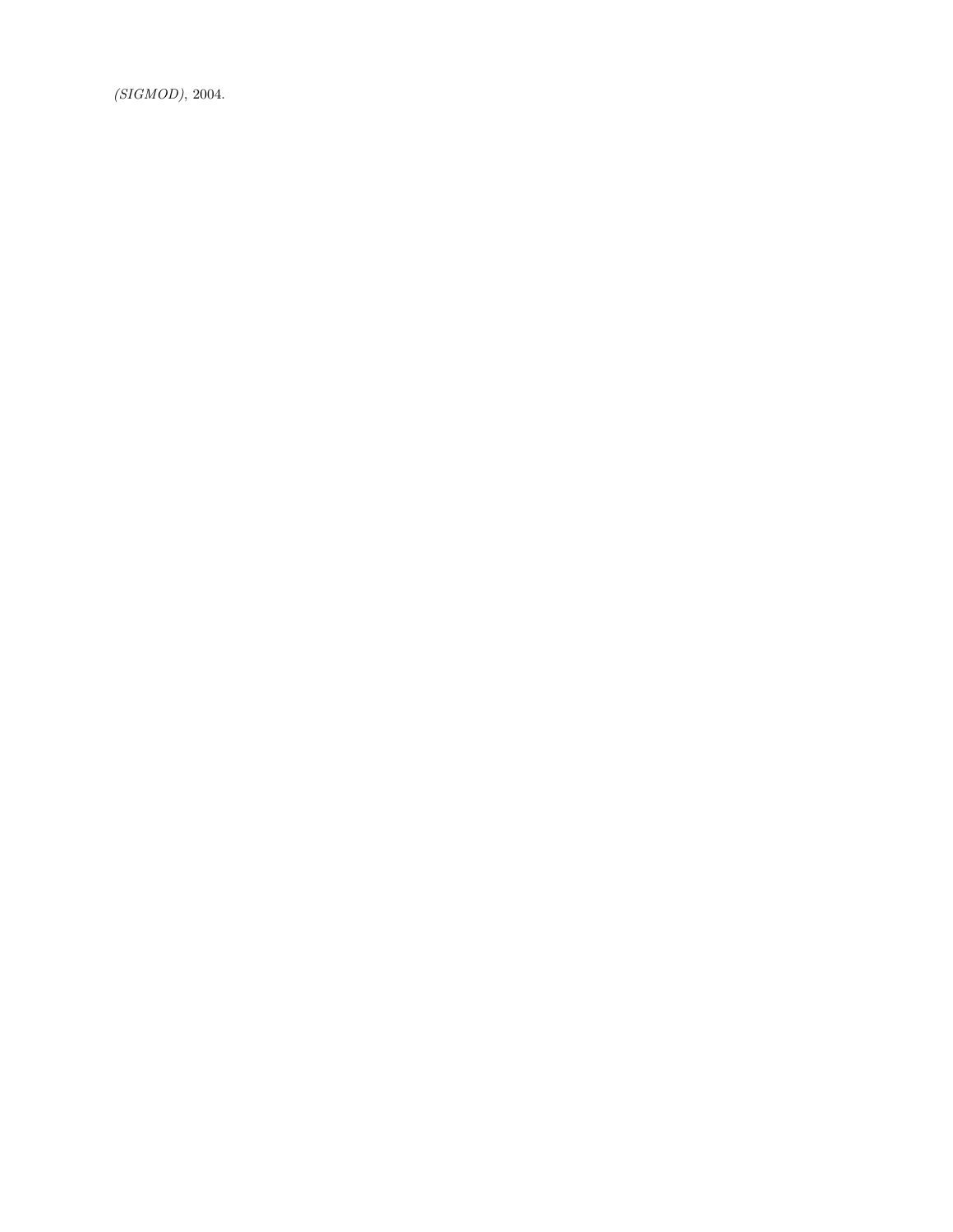*(SIGMOD)*, 2004.